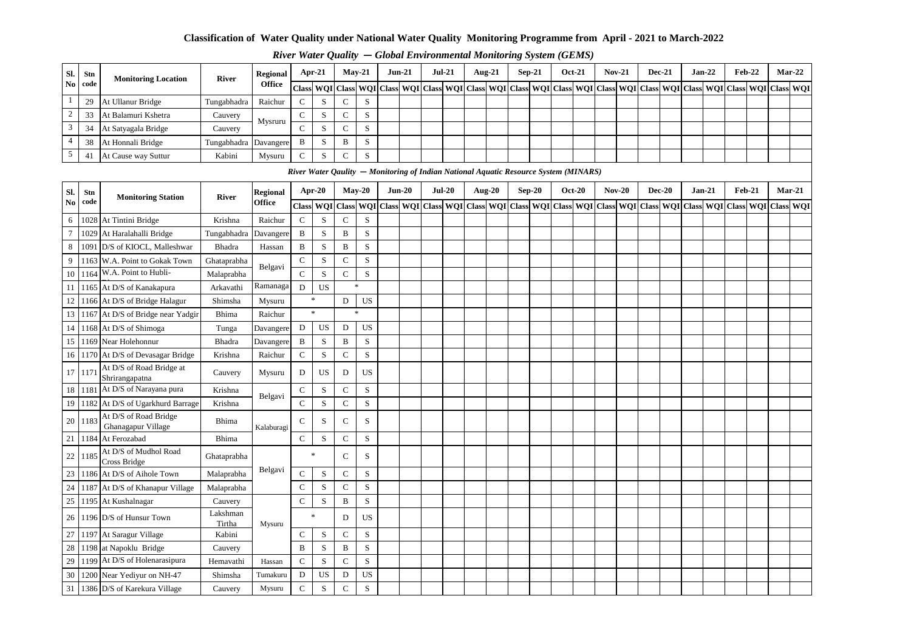# Classification of Water Quality under National Water Quality Monitoring Programme from April - 2021 to March-2022

*River Water Quality — Global Environmental Monitoring System (GEMS)*

| Sl. No | Stn code | Monitoring Location | River | Regional Office | Apr-21 | | May-21 | | Jun-21 | | Jul-21 | | Aug-21 | | Sep-21 | | Oct-21 | | Nov-21 | | Dec-21 | | Jan-22 | | Feb-22 | | Mar-22 | |
|---|---|---|---|---|---|---|---|---|---|---|---|---|---|---|---|---|---|---|---|---|---|---|---|---|---|---|---|---|
| | | | | | Class | WQI | Class | WQI | Class | WQI | Class | WQI | Class | WQI | Class | WQI | Class | WQI | Class | WQI | Class | WQI | Class | WQI | Class | WQI | Class | WQI |
| 1 | 29 | At Ullanur Bridge | Tungabhadra | Raichur | C | S | C | S | | | | | | | | | | | | | | | | | | | | |
| 2 | 33 | At Balamuri Kshetra | Cauvery | Mysruru | C | S | C | S | | | | | | | | | | | | | | | | | | | | |
| 3 | 34 | At Satyagala Bridge | Cauvery | | C | S | C | S | | | | | | | | | | | | | | | | | | | | |
| 4 | 38 | At Honnali Bridge | Tungabhadra | Davangere | B | S | B | S | | | | | | | | | | | | | | | | | | | | |
| 5 | 41 | At Cause way Suttur | Kabini | Mysuru | C | S | C | S | | | | | | | | | | | | | | | | | | | | |

*River Water Qaulity — Monitoring of Indian National Aquatic Resource System (MINARS)*

| Sl. No | Stn code | Monitoring Station | River | Regional Office | Apr-20 | | May-20 | | Jun-20 | | Jul-20 | | Aug-20 | | Sep-20 | | Oct-20 | | Nov-20 | | Dec-20 | | Jan-21 | | Feb-21 | | Mar-21 | |
|---|---|---|---|---|---|---|---|---|---|---|---|---|---|---|---|---|---|---|---|---|---|---|---|---|---|---|---|---|
| | | | | | Class | WQI | Class | WQI | Class | WQI | Class | WQI | Class | WQI | Class | WQI | Class | WQI | Class | WQI | Class | WQI | Class | WQI | Class | WQI | Class | WQI |
| 6 | 1028 | At Tintini Bridge | Krishna | Raichur | C | S | C | S | | | | | | | | | | | | | | | | | | | | |
| 7 | 1029 | At Haralahalli Bridge | Tungabhadra | Davangere | B | S | B | S | | | | | | | | | | | | | | | | | | | | |
| 8 | 1091 | D/S of KIOCL, Malleshwar | Bhadra | Hassan | B | S | B | S | | | | | | | | | | | | | | | | | | | | |
| 9 | 1163 | W.A. Point to Gokak Town | Ghataprabha | Belgavi | C | S | C | S | | | | | | | | | | | | | | | | | | | | |
| 10 | 1164 | W.A. Point to Hubli- | Malaprabha | | C | S | C | S | | | | | | | | | | | | | | | | | | | | |
| 11 | 1165 | At D/S of Kanakapura | Arkavathi | Ramanaga | D | US | * | | | | | | | | | | | | | | | | | | | | | |
| 12 | 1166 | At D/S of Bridge Halagur | Shimsha | Mysuru | * | | D | US | | | | | | | | | | | | | | | | | | | | |
| 13 | 1167 | At D/S of Bridge near Yadgir | Bhima | Raichur | * | | * | | | | | | | | | | | | | | | | | | | | | |
| 14 | 1168 | At D/S of Shimoga | Tunga | Davangere | D | US | D | US | | | | | | | | | | | | | | | | | | | | |
| 15 | 1169 | Near Holehonnur | Bhadra | Davangere | B | S | B | S | | | | | | | | | | | | | | | | | | | | |
| 16 | 1170 | At D/S of Devasagar Bridge | Krishna | Raichur | C | S | C | S | | | | | | | | | | | | | | | | | | | | |
| 17 | 1171 | At D/S of Road Bridge at Shrirangapatna | Cauvery | Mysuru | D | US | D | US | | | | | | | | | | | | | | | | | | | | |
| 18 | 1181 | At D/S of Narayana pura | Krishna | Belgavi | C | S | C | S | | | | | | | | | | | | | | | | | | | | |
| 19 | 1182 | At D/S of Ugarkhurd Barrage | Krishna | | C | S | C | S | | | | | | | | | | | | | | | | | | | | |
| 20 | 1183 | At D/S of Road Bridge Ghanagapur Village | Bhima | Kalaburagi | C | S | C | S | | | | | | | | | | | | | | | | | | | | |
| 21 | 1184 | At Ferozabad | Bhima | | C | S | C | S | | | | | | | | | | | | | | | | | | | | |
| 22 | 1185 | At D/S of Mudhol Road Cross Bridge | Ghataprabha | Belgavi | * | | C | S | | | | | | | | | | | | | | | | | | | | |
| 23 | 1186 | At D/S of Aihole Town | Malaprabha | | C | S | C | S | | | | | | | | | | | | | | | | | | | | |
| 24 | 1187 | At D/S of Khanapur Village | Malaprabha | | C | S | C | S | | | | | | | | | | | | | | | | | | | | |
| 25 | 1195 | At Kushalnagar | Cauvery | Mysuru | C | S | B | S | | | | | | | | | | | | | | | | | | | | |
| 26 | 1196 | D/S of Hunsur Town | Lakshman Tirtha | | * | | D | US | | | | | | | | | | | | | | | | | | | | |
| 27 | 1197 | At Saragur Village | Kabini | | C | S | C | S | | | | | | | | | | | | | | | | | | | | |
| 28 | 1198 | at Napoklu Bridge | Cauvery | | B | S | B | S | | | | | | | | | | | | | | | | | | | | |
| 29 | 1199 | At D/S of Holenarasipura | Hemavathi | Hassan | C | S | C | S | | | | | | | | | | | | | | | | | | | | |
| 30 | 1200 | Near Yediyur on NH-47 | Shimsha | Tumakuru | D | US | D | US | | | | | | | | | | | | | | | | | | | | |
| 31 | 1386 | D/S of Karekura Village | Cauvery | Mysuru | C | S | C | S | | | | | | | | | | | | | | | | | | | | |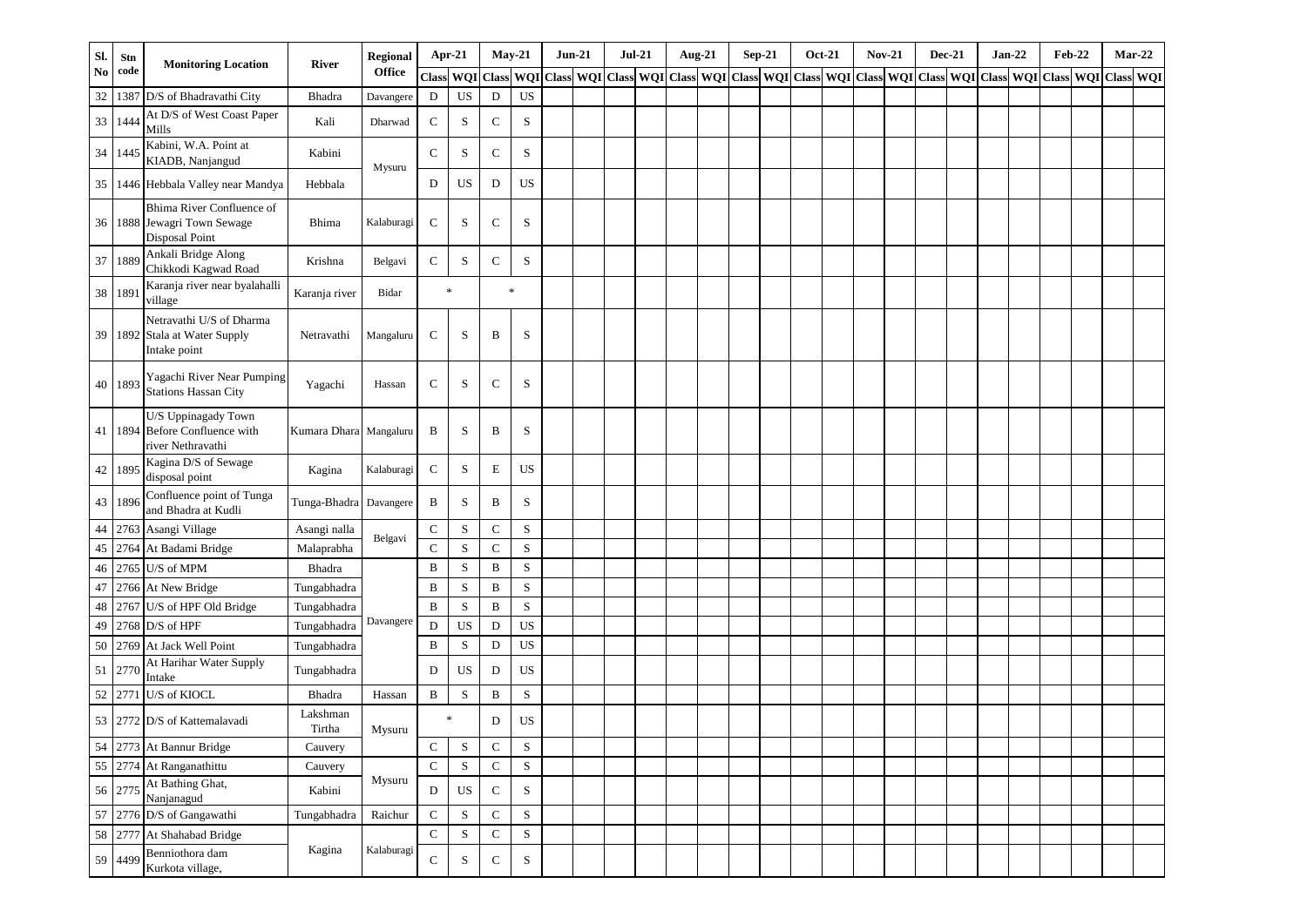| Sl. No | Stn code | Monitoring Location | River | Regional Office | Apr-21 | | May-21 | | Jun-21 | | Jul-21 | | Aug-21 | | Sep-21 | | Oct-21 | | Nov-21 | | Dec-21 | | Jan-22 | | Feb-22 | | Mar-22 | |
|---|---|---|---|---|---|---|---|---|---|---|---|---|---|---|---|---|---|---|---|---|---|---|---|---|---|---|---|---|
| | | | | | Class | WQI | Class | WQI | Class | WQI | Class | WQI | Class | WQI | Class | WQI | Class | WQI | Class | WQI | Class | WQI | Class | WQI | Class | WQI | Class | WQI |
| 32 | 1387 | D/S of Bhadravathi City | Bhadra | Davangere | D | US | D | US | | | | | | | | | | | | | | | | | | | | |
| 33 | 1444 | At D/S of West Coast Paper Mills | Kali | Dharwad | C | S | C | S | | | | | | | | | | | | | | | | | | | | |
| 34 | 1445 | Kabini, W.A. Point at KIADB, Nanjangud | Kabini | Mysuru | C | S | C | S | | | | | | | | | | | | | | | | | | | | |
| 35 | 1446 | Hebbala Valley near Mandya | Hebbala | | D | US | D | US | | | | | | | | | | | | | | | | | | | | |
| 36 | 1888 | Bhima River Confluence of Jewagri Town Sewage Disposal Point | Bhima | Kalaburagi | C | S | C | S | | | | | | | | | | | | | | | | | | | | |
| 37 | 1889 | Ankali Bridge Along Chikkodi Kagwad Road | Krishna | Belgavi | C | S | C | S | | | | | | | | | | | | | | | | | | | | |
| 38 | 1891 | Karanja river near byalahalli village | Karanja river | Bidar | * | | * | | | | | | | | | | | | | | | | | | | | | |
| 39 | 1892 | Netravathi U/S of Dharma Stala at Water Supply Intake point | Netravathi | Mangaluru | C | S | B | S | | | | | | | | | | | | | | | | | | | | |
| 40 | 1893 | Yagachi River Near Pumping Stations Hassan City | Yagachi | Hassan | C | S | C | S | | | | | | | | | | | | | | | | | | | | |
| 41 | 1894 | U/S Uppinagady Town Before Confluence with river Nethravathi | Kumara Dhara | Mangaluru | B | S | B | S | | | | | | | | | | | | | | | | | | | | |
| 42 | 1895 | Kagina D/S of Sewage disposal point | Kagina | Kalaburagi | C | S | E | US | | | | | | | | | | | | | | | | | | | | |
| 43 | 1896 | Confluence point of Tunga and Bhadra at Kudli | Tunga-Bhadra | Davangere | B | S | B | S | | | | | | | | | | | | | | | | | | | | |
| 44 | 2763 | Asangi Village | Asangi nalla | Belgavi | C | S | C | S | | | | | | | | | | | | | | | | | | | | |
| 45 | 2764 | At Badami Bridge | Malaprabha | | C | S | C | S | | | | | | | | | | | | | | | | | | | | |
| 46 | 2765 | U/S of MPM | Bhadra | Davangere | B | S | B | S | | | | | | | | | | | | | | | | | | | | |
| 47 | 2766 | At New Bridge | Tungabhadra | | B | S | B | S | | | | | | | | | | | | | | | | | | | | |
| 48 | 2767 | U/S of HPF Old Bridge | Tungabhadra | | B | S | B | S | | | | | | | | | | | | | | | | | | | | |
| 49 | 2768 | D/S of HPF | Tungabhadra | | D | US | D | US | | | | | | | | | | | | | | | | | | | | |
| 50 | 2769 | At Jack Well Point | Tungabhadra | | B | S | D | US | | | | | | | | | | | | | | | | | | | | |
| 51 | 2770 | At Harihar Water Supply Intake | Tungabhadra | | D | US | D | US | | | | | | | | | | | | | | | | | | | | |
| 52 | 2771 | U/S of KIOCL | Bhadra | Hassan | B | S | B | S | | | | | | | | | | | | | | | | | | | | |
| 53 | 2772 | D/S of Kattemalavadi | Lakshman Tirtha | Mysuru | * | | D | US | | | | | | | | | | | | | | | | | | | | |
| 54 | 2773 | At Bannur Bridge | Cauvery | | C | S | C | S | | | | | | | | | | | | | | | | | | | | |
| 55 | 2774 | At Ranganathittu | Cauvery | Mysuru | C | S | C | S | | | | | | | | | | | | | | | | | | | | |
| 56 | 2775 | At Bathing Ghat, Nanjanagud | Kabini | | D | US | C | S | | | | | | | | | | | | | | | | | | | | |
| 57 | 2776 | D/S of Gangawathi | Tungabhadra | Raichur | C | S | C | S | | | | | | | | | | | | | | | | | | | | |
| 58 | 2777 | At Shahabad Bridge | Kagina | Kalaburagi | C | S | C | S | | | | | | | | | | | | | | | | | | | | |
| 59 | 4499 | Benniothora dam Kurkota village, | | | C | S | C | S | | | | | | | | | | | | | | | | | | | | |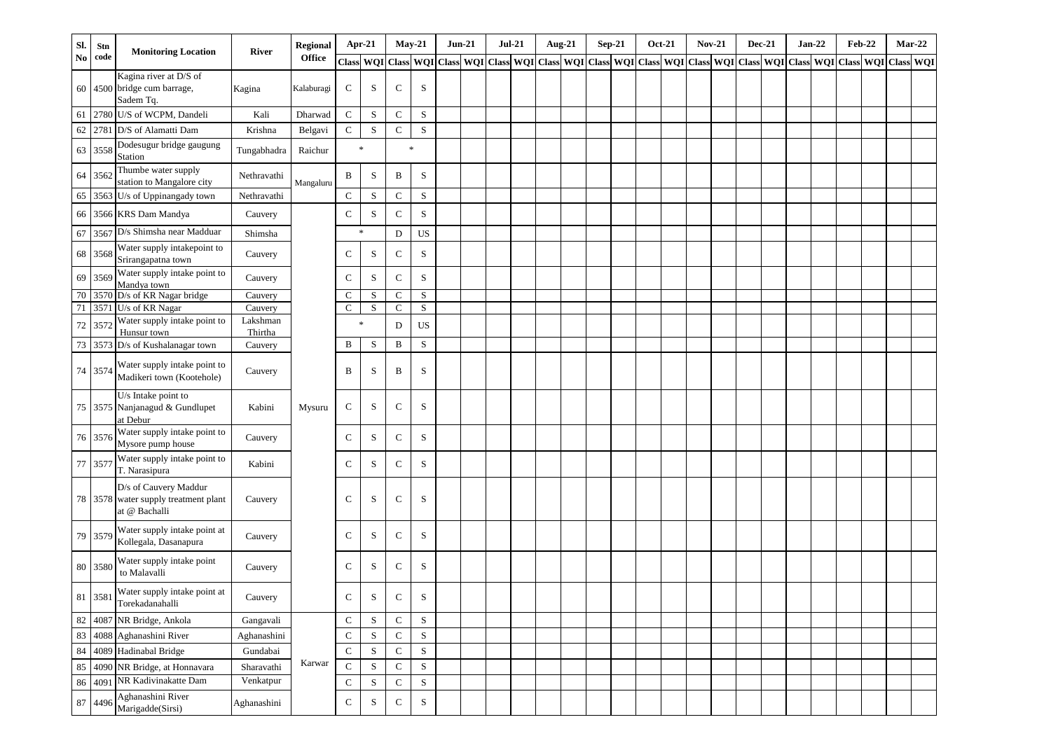| Sl. No | Stn code | Monitoring Location | River | Regional Office | Apr-21 | | May-21 | | Jun-21 | | Jul-21 | | Aug-21 | | Sep-21 | | Oct-21 | | Nov-21 | | Dec-21 | | Jan-22 | | Feb-22 | | Mar-22 | |
|---|---|---|---|---|---|---|---|---|---|---|---|---|---|---|---|---|---|---|---|---|---|---|---|---|---|---|---|---|
| | | | | | Class | WQI | Class | WQI | Class | WQI | Class | WQI | Class | WQI | Class | WQI | Class | WQI | Class | WQI | Class | WQI | Class | WQI | Class | WQI | Class | WQI |
| 60 | 4500 | Kagina river at D/S of bridge cum barrage, Sadem Tq. | Kagina | Kalaburagi | C | S | C | S | | | | | | | | | | | | | | | | | | | | |
| 61 | 2780 | U/S of WCPM, Dandeli | Kali | Dharwad | C | S | C | S | | | | | | | | | | | | | | | | | | | | |
| 62 | 2781 | D/S of Alamatti Dam | Krishna | Belgavi | C | S | C | S | | | | | | | | | | | | | | | | | | | | |
| 63 | 3558 | Dodesugur bridge gaugung Station | Tungabhadra | Raichur | * | | * | | | | | | | | | | | | | | | | | | | | | |
| 64 | 3562 | Thumbe water supply station to Mangalore city | Nethravathi | Mangaluru | B | S | B | S | | | | | | | | | | | | | | | | | | | | |
| 65 | 3563 | U/s of Uppinangady town | Nethravathi | | C | S | C | S | | | | | | | | | | | | | | | | | | | | |
| 66 | 3566 | KRS Dam Mandya | Cauvery | | C | S | C | S | | | | | | | | | | | | | | | | | | | | |
| 67 | 3567 | D/s Shimsha near Madduar | Shimsha | | * | | D | US | | | | | | | | | | | | | | | | | | | | |
| 68 | 3568 | Water supply intakepoint to Srirangapatna town | Cauvery | | C | S | C | S | | | | | | | | | | | | | | | | | | | | |
| 69 | 3569 | Water supply intake point to Mandya town | Cauvery | | C | S | C | S | | | | | | | | | | | | | | | | | | | | |
| 70 | 3570 | D/s of KR Nagar bridge | Cauvery | | C | S | C | S | | | | | | | | | | | | | | | | | | | | |
| 71 | 3571 | U/s of KR Nagar | Cauvery | | C | S | C | S | | | | | | | | | | | | | | | | | | | | |
| 72 | 3572 | Water supply intake point to Hunsur town | Lakshman Thirtha | | * | | D | US | | | | | | | | | | | | | | | | | | | | |
| 73 | 3573 | D/s of Kushalanagar town | Cauvery | | B | S | B | S | | | | | | | | | | | | | | | | | | | | |
| 74 | 3574 | Water supply intake point to Madikeri town (Kootehole) | Cauvery | | B | S | B | S | | | | | | | | | | | | | | | | | | | | |
| 75 | 3575 | U/s Intake point to Nanjanagud & Gundlupet at Debur | Kabini | Mysuru | C | S | C | S | | | | | | | | | | | | | | | | | | | | |
| 76 | 3576 | Water supply intake point to Mysore pump house | Cauvery | | C | S | C | S | | | | | | | | | | | | | | | | | | | | |
| 77 | 3577 | Water supply intake point to T. Narasipura | Kabini | | C | S | C | S | | | | | | | | | | | | | | | | | | | | |
| 78 | 3578 | D/s of Cauvery Maddur water supply treatment plant at @ Bachalli | Cauvery | | C | S | C | S | | | | | | | | | | | | | | | | | | | | |
| 79 | 3579 | Water supply intake point at Kollegala, Dasanapura | Cauvery | | C | S | C | S | | | | | | | | | | | | | | | | | | | | |
| 80 | 3580 | Water supply intake point to Malavalli | Cauvery | | C | S | C | S | | | | | | | | | | | | | | | | | | | | |
| 81 | 3581 | Water supply intake point at Torekadanahalli | Cauvery | | C | S | C | S | | | | | | | | | | | | | | | | | | | | |
| 82 | 4087 | NR Bridge, Ankola | Gangavali | | C | S | C | S | | | | | | | | | | | | | | | | | | | | |
| 83 | 4088 | Aghanashini River | Aghanashini | | C | S | C | S | | | | | | | | | | | | | | | | | | | | |
| 84 | 4089 | Hadinabal Bridge | Gundabai | | C | S | C | S | | | | | | | | | | | | | | | | | | | | |
| 85 | 4090 | NR Bridge, at Honnavara | Sharavathi | Karwar | C | S | C | S | | | | | | | | | | | | | | | | | | | | |
| 86 | 4091 | NR Kadivinakatte Dam | Venkatpur | | C | S | C | S | | | | | | | | | | | | | | | | | | | | |
| 87 | 4496 | Aghanashini River Marigadde(Sirsi) | Aghanashini | | C | S | C | S | | | | | | | | | | | | | | | | | | | | |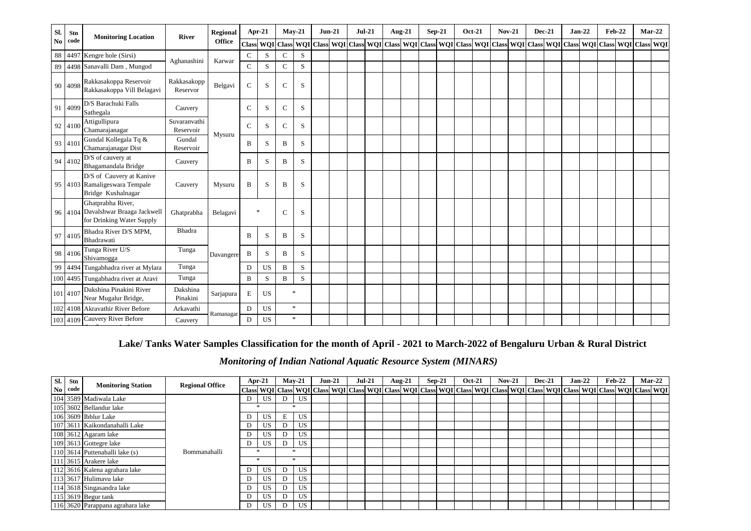| Sl. No | Stn code | Monitoring Location | River | Regional Office | Apr-21 | | May-21 | | Jun-21 | | Jul-21 | | Aug-21 | | Sep-21 | | Oct-21 | | Nov-21 | | Dec-21 | | Jan-22 | | Feb-22 | | Mar-22 | |
|---|---|---|---|---|---|---|---|---|---|---|---|---|---|---|---|---|---|---|---|---|---|---|---|---|---|---|---|---|
| | | | | | Class | WQI | Class | WQI | Class | WQI | Class | WQI | Class | WQI | Class | WQI | Class | WQI | Class | WQI | Class | WQI | Class | WQI | Class | WQI | Class | WQI |
| 88 | 4497 | Kengre hole (Sirsi) | Aghanashini | Karwar | C | S | C | S | | | | | | | | | | | | | | | | | | | | |
| 89 | 4498 | Sanavalli Dam , Mungod | | | C | S | C | S | | | | | | | | | | | | | | | | | | | | |
| 90 | 4098 | Rakkasakoppa Reservoir Rakkasakoppa Vill Belagavi | Rakkasakopp Reservor | Belgavi | C | S | C | S | | | | | | | | | | | | | | | | | | | | |
| 91 | 4099 | D/S Barachuki Falls Sathegala | Cauvery | Mysuru | C | S | C | S | | | | | | | | | | | | | | | | | | | | |
| 92 | 4100 | Attigullipura Chamarajanagar | Suvaranvathi Reservoir | | C | S | C | S | | | | | | | | | | | | | | | | | | | | |
| 93 | 4101 | Gundal Kollegala Tq & Chamarajanagar Dist | Gundal Reservoir | | B | S | B | S | | | | | | | | | | | | | | | | | | | | |
| 94 | 4102 | D/S of cauvery at Bhagamandala Bridge | Cauvery | | B | S | B | S | | | | | | | | | | | | | | | | | | | | |
| 95 | 4103 | D/S of Cauvery at Kanive Ramaligeswara Tempale Bridge Kushalnagar | Cauvery | Mysuru | B | S | B | S | | | | | | | | | | | | | | | | | | | | |
| 96 | 4104 | Ghatprabha River, Davalshwar Braaga Jackwell for Drinking Water Supply | Ghatprabha | Belagavi | * | | C | S | | | | | | | | | | | | | | | | | | | | |
| 97 | 4105 | Bhadra River D/S MPM, Bhadrawati | Bhadra | Davangere | B | S | B | S | | | | | | | | | | | | | | | | | | | | |
| 98 | 4106 | Tunga River U/S Shivamogga | Tunga | | B | S | B | S | | | | | | | | | | | | | | | | | | | | |
| 99 | 4494 | Tungabhadra river at Mylara | Tunga | | D | US | B | S | | | | | | | | | | | | | | | | | | | | |
| 100 | 4495 | Tungabhadra river at Aravi | Tunga | | B | S | B | S | | | | | | | | | | | | | | | | | | | | |
| 101 | 4107 | Dakshina Pinakini River Near Mugalur Bridge, | Dakshina Pinakini | Sarjapura | E | US | * | | | | | | | | | | | | | | | | | | | | | |
| 102 | 4108 | Akravathir River Before | Arkavathi | Ramanagar | D | US | * | | | | | | | | | | | | | | | | | | | | | |
| 103 | 4109 | Cauvery River Before | Cauvery | | D | US | * | | | | | | | | | | | | | | | | | | | | | |

## Lake/ Tanks Water Samples Classification for the month of April - 2021 to March-2022 of Bengaluru Urban & Rural District

### *Monitoring of Indian National Aquatic Resource System (MINARS)*

| Sl. No | Stn code | Monitoring Station | Regional Office | Apr-21 | | May-21 | | Jun-21 | | Jul-21 | | Aug-21 | | Sep-21 | | Oct-21 | | Nov-21 | | Dec-21 | | Jan-22 | | Feb-22 | | Mar-22 | |
|---|---|---|---|---|---|---|---|---|---|---|---|---|---|---|---|---|---|---|---|---|---|---|---|---|---|---|---|
| | | | | Class | WQI | Class | WQI | Class | WQI | Class | WQI | Class | WQI | Class | WQI | Class | WQI | Class | WQI | Class | WQI | Class | WQI | Class | WQI | Class | WQI |
| 104 | 3589 | Madiwala Lake | Bommanahalli | D | US | D | US | | | | | | | | | | | | | | | | | | | | |
| 105 | 3602 | Bellandur lake | | * | | * | | | | | | | | | | | | | | | | | | | | | |
| 106 | 3609 | Ibblur Lake | | D | US | E | US | | | | | | | | | | | | | | | | | | | | |
| 107 | 3611 | Kaikondanahalli Lake | | D | US | D | US | | | | | | | | | | | | | | | | | | | | |
| 108 | 3612 | Agaram lake | | D | US | D | US | | | | | | | | | | | | | | | | | | | | |
| 109 | 3613 | Gottegre lake | | D | US | D | US | | | | | | | | | | | | | | | | | | | | |
| 110 | 3614 | Puttenahalli lake (s) | | * | | * | | | | | | | | | | | | | | | | | | | | | |
| 111 | 3615 | Arakere lake | | * | | * | | | | | | | | | | | | | | | | | | | | | |
| 112 | 3616 | Kalena agrahara lake | | D | US | D | US | | | | | | | | | | | | | | | | | | | | |
| 113 | 3617 | Hulimavu lake | | D | US | D | US | | | | | | | | | | | | | | | | | | | | |
| 114 | 3618 | Singasandra lake | | D | US | D | US | | | | | | | | | | | | | | | | | | | | |
| 115 | 3619 | Begur tank | | D | US | D | US | | | | | | | | | | | | | | | | | | | | |
| 116 | 3620 | Parappana agrahara lake | | D | US | D | US | | | | | | | | | | | | | | | | | | | | |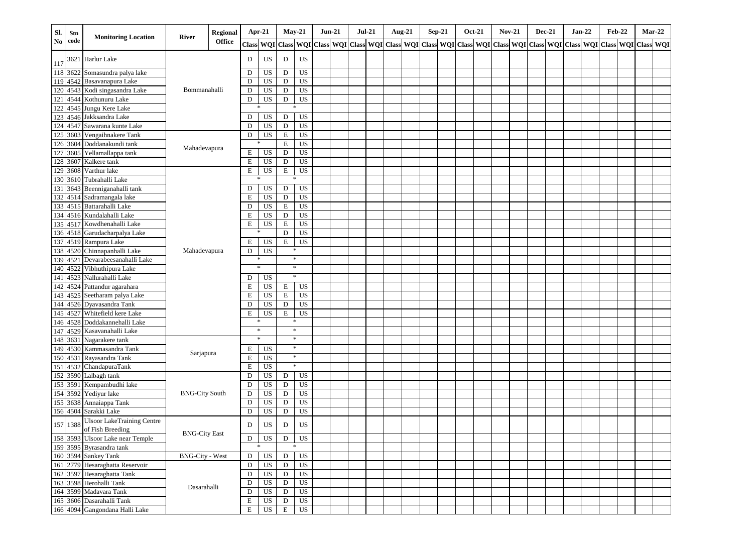| Sl. No | Stn code | Monitoring Location | River | Regional Office | Apr-21 | | May-21 | | Jun-21 | | Jul-21 | | Aug-21 | | Sep-21 | | Oct-21 | | Nov-21 | | Dec-21 | | Jan-22 | | Feb-22 | | Mar-22 | |
|---|---|---|---|---|---|---|---|---|---|---|---|---|---|---|---|---|---|---|---|---|---|---|---|---|---|---|---|---|
| | | | | | Class | WQI | Class | WQI | Class | WQI | Class | WQI | Class | WQI | Class | WQI | Class | WQI | Class | WQI | Class | WQI | Class | WQI | Class | WQI | Class | WQI |
| 117 | 3621 | Harlur Lake | | Bommanahalli | D | US | D | US | | | | | | | | | | | | | | | | | | | | |
| 118 | 3622 | Somasundra palya lake | | | D | US | D | US | | | | | | | | | | | | | | | | | | | | |
| 119 | 4542 | Basavanapura Lake | | | D | US | D | US | | | | | | | | | | | | | | | | | | | | |
| 120 | 4543 | Kodi singasandra Lake | | | D | US | D | US | | | | | | | | | | | | | | | | | | | | |
| 121 | 4544 | Kothunuru Lake | | | D | US | D | US | | | | | | | | | | | | | | | | | | | | |
| 122 | 4545 | Jungu Kere Lake | | | * | | * | | | | | | | | | | | | | | | | | | | | | |
| 123 | 4546 | Jakksandra Lake | | | D | US | D | US | | | | | | | | | | | | | | | | | | | | |
| 124 | 4547 | Sawarana kunte Lake | | | D | US | D | US | | | | | | | | | | | | | | | | | | | | |
| 125 | 3603 | Vengaihnakere Tank | | Mahadevapura | D | US | E | US | | | | | | | | | | | | | | | | | | | | |
| 126 | 3604 | Doddanakundi tank | | | * | | E | US | | | | | | | | | | | | | | | | | | | | |
| 127 | 3605 | Yellamallappa tank | | | E | US | D | US | | | | | | | | | | | | | | | | | | | | |
| 128 | 3607 | Kalkere tank | | | E | US | D | US | | | | | | | | | | | | | | | | | | | | |
| 129 | 3608 | Varthur lake | | Mahadevapura | E | US | E | US | | | | | | | | | | | | | | | | | | | | |
| 130 | 3610 | Tubrahalli Lake | | | * | | * | | | | | | | | | | | | | | | | | | | | | |
| 131 | 3643 | Beenniganahalli tank | | | D | US | D | US | | | | | | | | | | | | | | | | | | | | |
| 132 | 4514 | Sadramangala lake | | | E | US | D | US | | | | | | | | | | | | | | | | | | | | |
| 133 | 4515 | Battarahalli Lake | | | D | US | E | US | | | | | | | | | | | | | | | | | | | | |
| 134 | 4516 | Kundalahalli Lake | | | E | US | D | US | | | | | | | | | | | | | | | | | | | | |
| 135 | 4517 | Kowdhenahalli Lake | | | E | US | E | US | | | | | | | | | | | | | | | | | | | | |
| 136 | 4518 | Garudacharpalya Lake | | | * | | D | US | | | | | | | | | | | | | | | | | | | | |
| 137 | 4519 | Rampura Lake | | | E | US | E | US | | | | | | | | | | | | | | | | | | | | |
| 138 | 4520 | Chinnapanhalli Lake | | | D | US | * | | | | | | | | | | | | | | | | | | | | | |
| 139 | 4521 | Devarabeesanahalli Lake | | | * | | * | | | | | | | | | | | | | | | | | | | | | |
| 140 | 4522 | Vibhuthipura Lake | | | * | | * | | | | | | | | | | | | | | | | | | | | | |
| 141 | 4523 | Nallurahalli Lake | | | D | US | * | | | | | | | | | | | | | | | | | | | | | |
| 142 | 4524 | Pattandur agarahara | | | E | US | E | US | | | | | | | | | | | | | | | | | | | | |
| 143 | 4525 | Seetharam palya Lake | | | E | US | E | US | | | | | | | | | | | | | | | | | | | | |
| 144 | 4526 | Dyavasandra Tank | | | D | US | D | US | | | | | | | | | | | | | | | | | | | | |
| 145 | 4527 | Whitefield kere Lake | | | E | US | E | US | | | | | | | | | | | | | | | | | | | | |
| 146 | 4528 | Doddakannehalli Lake | | | * | | * | | | | | | | | | | | | | | | | | | | | | |
| 147 | 4529 | Kasavanahalli Lake | | | * | | * | | | | | | | | | | | | | | | | | | | | | |
| 148 | 3631 | Nagarakere tank | | Sarjapura | * | | * | | | | | | | | | | | | | | | | | | | | | |
| 149 | 4530 | Kammasandra Tank | | | E | US | * | | | | | | | | | | | | | | | | | | | | | |
| 150 | 4531 | Rayasandra Tank | | | E | US | * | | | | | | | | | | | | | | | | | | | | | |
| 151 | 4532 | ChandapuraTank | | | E | US | * | | | | | | | | | | | | | | | | | | | | | |
| 152 | 3590 | Lalbagh tank | | BNG-City South | D | US | D | US | | | | | | | | | | | | | | | | | | | | |
| 153 | 3591 | Kempambudhi lake | | | D | US | D | US | | | | | | | | | | | | | | | | | | | | |
| 154 | 3592 | Yediyur lake | | | D | US | D | US | | | | | | | | | | | | | | | | | | | | |
| 155 | 3638 | Annaiappa Tank | | | D | US | D | US | | | | | | | | | | | | | | | | | | | | |
| 156 | 4504 | Sarakki Lake | | | D | US | D | US | | | | | | | | | | | | | | | | | | | | |
| 157 | 1388 | Ulsoor LakeTraining Centre of Fish Breeding | | BNG-City East | D | US | D | US | | | | | | | | | | | | | | | | | | | | |
| 158 | 3593 | Ulsoor Lake near Temple | | | D | US | D | US | | | | | | | | | | | | | | | | | | | | |
| 159 | 3595 | Byrasandra tank | | | * | | * | | | | | | | | | | | | | | | | | | | | | |
| 160 | 3594 | Sankey Tank | | BNG-City - West | D | US | D | US | | | | | | | | | | | | | | | | | | | | |
| 161 | 2779 | Hesaraghatta Reservoir | | Dasarahalli | D | US | D | US | | | | | | | | | | | | | | | | | | | | |
| 162 | 3597 | Hesaraghatta Tank | | | D | US | D | US | | | | | | | | | | | | | | | | | | | | |
| 163 | 3598 | Herohalli Tank | | | D | US | D | US | | | | | | | | | | | | | | | | | | | | |
| 164 | 3599 | Madavara Tank | | | D | US | D | US | | | | | | | | | | | | | | | | | | | | |
| 165 | 3606 | Dasarahalli Tank | | | E | US | D | US | | | | | | | | | | | | | | | | | | | | |
| 166 | 4094 | Gangondana Halli Lake | | | E | US | E | US | | | | | | | | | | | | | | | | | | | | |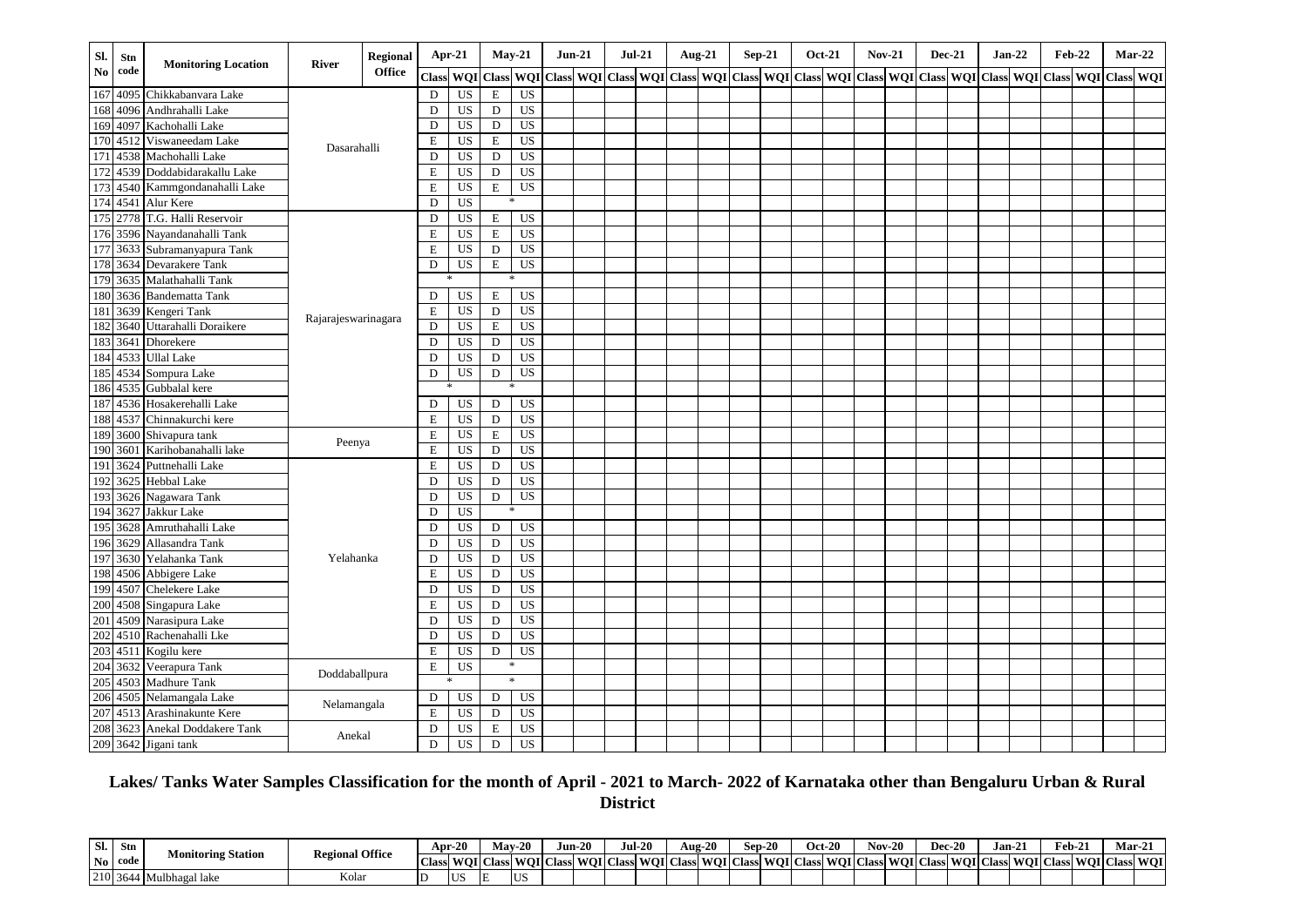| Sl. No | Stn code | Monitoring Location | River | Regional Office | Apr-21 | | May-21 | | Jun-21 | | Jul-21 | | Aug-21 | | Sep-21 | | Oct-21 | | Nov-21 | | Dec-21 | | Jan-22 | | Feb-22 | | Mar-22 | |
|---|---|---|---|---|---|---|---|---|---|---|---|---|---|---|---|---|---|---|---|---|---|---|---|---|---|---|---|---|
| | | | | | Class | WQI | Class | WQI | Class | WQI | Class | WQI | Class | WQI | Class | WQI | Class | WQI | Class | WQI | Class | WQI | Class | WQI | Class | WQI | Class | WQI |
| 167 | 4095 | Chikkabanvara Lake | Dasarahalli | | D | US | E | US | | | | | | | | | | | | | | | | | | | | |
| 168 | 4096 | Andhrahalli Lake | | | D | US | D | US | | | | | | | | | | | | | | | | | | | | |
| 169 | 4097 | Kachohalli Lake | | | D | US | D | US | | | | | | | | | | | | | | | | | | | | |
| 170 | 4512 | Viswaneedam Lake | | | E | US | E | US | | | | | | | | | | | | | | | | | | | | |
| 171 | 4538 | Machohalli Lake | | | D | US | D | US | | | | | | | | | | | | | | | | | | | | |
| 172 | 4539 | Doddabidarakallu Lake | | | E | US | D | US | | | | | | | | | | | | | | | | | | | | |
| 173 | 4540 | Kammgondanahalli Lake | | | E | US | E | US | | | | | | | | | | | | | | | | | | | | |
| 174 | 4541 | Alur Kere | | | D | US | * | | | | | | | | | | | | | | | | | | | | | |
| 175 | 2778 | T.G. Halli Reservoir | Rajarajeswarinagara | | D | US | E | US | | | | | | | | | | | | | | | | | | | | |
| 176 | 3596 | Nayandanahalli Tank | | | E | US | E | US | | | | | | | | | | | | | | | | | | | | |
| 177 | 3633 | Subramanyapura Tank | | | E | US | D | US | | | | | | | | | | | | | | | | | | | | |
| 178 | 3634 | Devarakere Tank | | | D | US | E | US | | | | | | | | | | | | | | | | | | | | |
| 179 | 3635 | Malathahalli Tank | | | * | | * | | | | | | | | | | | | | | | | | | | | | |
| 180 | 3636 | Bandematta Tank | | | D | US | E | US | | | | | | | | | | | | | | | | | | | | |
| 181 | 3639 | Kengeri Tank | | | E | US | D | US | | | | | | | | | | | | | | | | | | | | |
| 182 | 3640 | Uttarahalli Doraikere | | | D | US | E | US | | | | | | | | | | | | | | | | | | | | |
| 183 | 3641 | Dhorekere | | | D | US | D | US | | | | | | | | | | | | | | | | | | | | |
| 184 | 4533 | Ullal Lake | | | D | US | D | US | | | | | | | | | | | | | | | | | | | | |
| 185 | 4534 | Sompura Lake | | | D | US | D | US | | | | | | | | | | | | | | | | | | | | |
| 186 | 4535 | Gubbalal kere | | | * | | * | | | | | | | | | | | | | | | | | | | | | |
| 187 | 4536 | Hosakerehalli Lake | | | D | US | D | US | | | | | | | | | | | | | | | | | | | | |
| 188 | 4537 | Chinnakurchi kere | | | E | US | D | US | | | | | | | | | | | | | | | | | | | | |
| 189 | 3600 | Shivapura tank | Peenya | | E | US | E | US | | | | | | | | | | | | | | | | | | | | |
| 190 | 3601 | Karihobanahalli lake | | | E | US | D | US | | | | | | | | | | | | | | | | | | | | |
| 191 | 3624 | Puttnehalli Lake | Yelahanka | | E | US | D | US | | | | | | | | | | | | | | | | | | | | |
| 192 | 3625 | Hebbal Lake | | | D | US | D | US | | | | | | | | | | | | | | | | | | | | |
| 193 | 3626 | Nagawara Tank | | | D | US | D | US | | | | | | | | | | | | | | | | | | | | |
| 194 | 3627 | Jakkur Lake | | | D | US | * | | | | | | | | | | | | | | | | | | | | | |
| 195 | 3628 | Amruthahalli Lake | | | D | US | D | US | | | | | | | | | | | | | | | | | | | | |
| 196 | 3629 | Allasandra Tank | | | D | US | D | US | | | | | | | | | | | | | | | | | | | | |
| 197 | 3630 | Yelahanka Tank | | | D | US | D | US | | | | | | | | | | | | | | | | | | | | |
| 198 | 4506 | Abbigere Lake | | | E | US | D | US | | | | | | | | | | | | | | | | | | | | |
| 199 | 4507 | Chelekere Lake | | | D | US | D | US | | | | | | | | | | | | | | | | | | | | |
| 200 | 4508 | Singapura Lake | | | E | US | D | US | | | | | | | | | | | | | | | | | | | | |
| 201 | 4509 | Narasipura Lake | | | D | US | D | US | | | | | | | | | | | | | | | | | | | | |
| 202 | 4510 | Rachenahalli Lke | | | D | US | D | US | | | | | | | | | | | | | | | | | | | | |
| 203 | 4511 | Kogilu kere | | | E | US | D | US | | | | | | | | | | | | | | | | | | | | |
| 204 | 3632 | Veerapura Tank | Doddaballpura | | E | US | * | | | | | | | | | | | | | | | | | | | | | |
| 205 | 4503 | Madhure Tank | | | * | | * | | | | | | | | | | | | | | | | | | | | | |
| 206 | 4505 | Nelamangala Lake | Nelamangala | | D | US | D | US | | | | | | | | | | | | | | | | | | | | |
| 207 | 4513 | Arashinakunte Kere | | | E | US | D | US | | | | | | | | | | | | | | | | | | | | |
| 208 | 3623 | Anekal Doddakere Tank | Anekal | | D | US | E | US | | | | | | | | | | | | | | | | | | | | |
| 209 | 3642 | Jigani tank | | | D | US | D | US | | | | | | | | | | | | | | | | | | | | |

## Lakes/ Tanks Water Samples Classification for the month of April - 2021 to March- 2022 of Karnataka other than Bengaluru Urban & Rural District

| Sl. No | Stn code | Monitoring Station | Regional Office | Apr-20 | | May-20 | | Jun-20 | | Jul-20 | | Aug-20 | | Sep-20 | | Oct-20 | | Nov-20 | | Dec-20 | | Jan-21 | | Feb-21 | | Mar-21 | |
|---|---|---|---|---|---|---|---|---|---|---|---|---|---|---|---|---|---|---|---|---|---|---|---|---|---|---|---|
| | | | | Class | WQI | Class | WQI | Class | WQI | Class | WQI | Class | WQI | Class | WQI | Class | WQI | Class | WQI | Class | WQI | Class | WQI | Class | WQI | Class | WQI |
| 210 | 3644 | Mulbhagal lake | Kolar | D | US | E | US | | | | | | | | | | | | | | | | | | | | |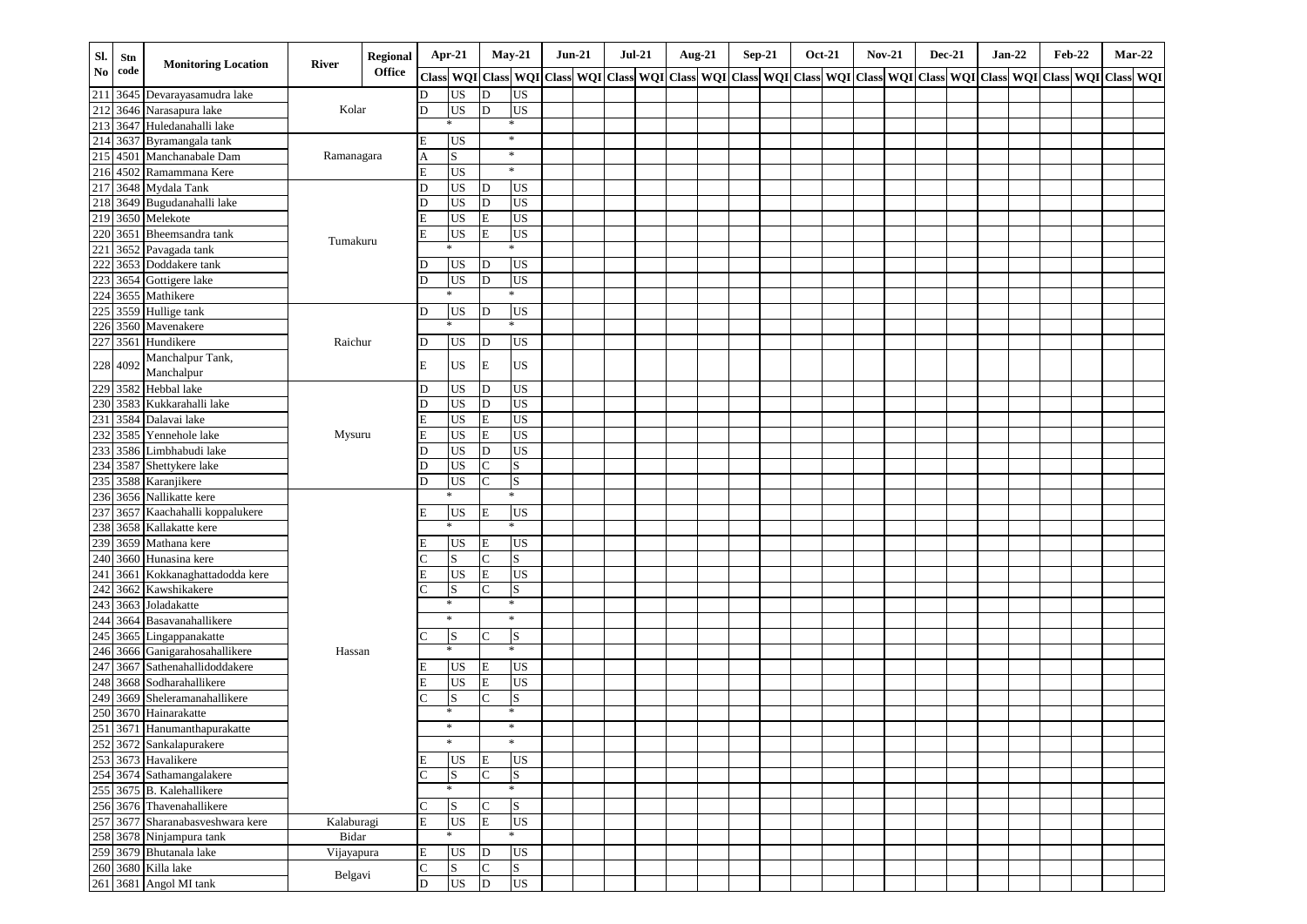| Sl. No | Stn code | Monitoring Location | River | Regional Office | Apr-21 | | May-21 | | Jun-21 | | Jul-21 | | Aug-21 | | Sep-21 | | Oct-21 | | Nov-21 | | Dec-21 | | Jan-22 | | Feb-22 | | Mar-22 | |
|---|---|---|---|---|---|---|---|---|---|---|---|---|---|---|---|---|---|---|---|---|---|---|---|---|---|---|---|---|
| | | | | | Class | WQI | Class | WQI | Class | WQI | Class | WQI | Class | WQI | Class | WQI | Class | WQI | Class | WQI | Class | WQI | Class | WQI | Class | WQI | Class | WQI |
| 211 | 3645 | Devarayasamudra lake | Kolar | | D | US | D | US | | | | | | | | | | | | | | | | | | | | |
| 212 | 3646 | Narasapura lake | | | D | US | D | US | | | | | | | | | | | | | | | | | | | | |
| 213 | 3647 | Huledanahalli lake | | | * | | * | | | | | | | | | | | | | | | | | | | | | |
| 214 | 3637 | Byramangala tank | Ramanagara | | E | US | * | | | | | | | | | | | | | | | | | | | | | |
| 215 | 4501 | Manchanabale Dam | | | A | S | * | | | | | | | | | | | | | | | | | | | | | |
| 216 | 4502 | Ramammana Kere | | | E | US | * | | | | | | | | | | | | | | | | | | | | | |
| 217 | 3648 | Mydala Tank | Tumakuru | | D | US | D | US | | | | | | | | | | | | | | | | | | | | |
| 218 | 3649 | Bugudanahalli lake | | | D | US | D | US | | | | | | | | | | | | | | | | | | | | |
| 219 | 3650 | Melekote | | | E | US | E | US | | | | | | | | | | | | | | | | | | | | |
| 220 | 3651 | Bheemsandra tank | | | E | US | E | US | | | | | | | | | | | | | | | | | | | | |
| 221 | 3652 | Pavagada tank | | | * | | * | | | | | | | | | | | | | | | | | | | | | |
| 222 | 3653 | Doddakere tank | | | D | US | D | US | | | | | | | | | | | | | | | | | | | | |
| 223 | 3654 | Gottigere lake | | | D | US | D | US | | | | | | | | | | | | | | | | | | | | |
| 224 | 3655 | Mathikere | | | * | | * | | | | | | | | | | | | | | | | | | | | | |
| 225 | 3559 | Hullige tank | Raichur | | D | US | D | US | | | | | | | | | | | | | | | | | | | | |
| 226 | 3560 | Mavenakere | | | * | | * | | | | | | | | | | | | | | | | | | | | | |
| 227 | 3561 | Hundikere | | | D | US | D | US | | | | | | | | | | | | | | | | | | | | |
| 228 | 4092 | Manchalpur Tank, Manchalpur | | | E | US | E | US | | | | | | | | | | | | | | | | | | | | |
| 229 | 3582 | Hebbal lake | Mysuru | | D | US | D | US | | | | | | | | | | | | | | | | | | | | |
| 230 | 3583 | Kukkarahalli lake | | | D | US | D | US | | | | | | | | | | | | | | | | | | | | |
| 231 | 3584 | Dalavai lake | | | E | US | E | US | | | | | | | | | | | | | | | | | | | | |
| 232 | 3585 | Yennehole lake | | | E | US | E | US | | | | | | | | | | | | | | | | | | | | |
| 233 | 3586 | Limbhabudi lake | | | D | US | D | US | | | | | | | | | | | | | | | | | | | | |
| 234 | 3587 | Shettykere lake | | | D | US | C | S | | | | | | | | | | | | | | | | | | | | |
| 235 | 3588 | Karanjikere | | | D | US | C | S | | | | | | | | | | | | | | | | | | | | |
| 236 | 3656 | Nallikatte kere | Hassan | | * | | * | | | | | | | | | | | | | | | | | | | | | |
| 237 | 3657 | Kaachahalli koppalukere | | | E | US | E | US | | | | | | | | | | | | | | | | | | | | |
| 238 | 3658 | Kallakatte kere | | | * | | * | | | | | | | | | | | | | | | | | | | | | |
| 239 | 3659 | Mathana kere | | | E | US | E | US | | | | | | | | | | | | | | | | | | | | |
| 240 | 3660 | Hunasina kere | | | C | S | C | S | | | | | | | | | | | | | | | | | | | | |
| 241 | 3661 | Kokkanaghattadodda kere | | | E | US | E | US | | | | | | | | | | | | | | | | | | | | |
| 242 | 3662 | Kawshikakere | | | C | S | C | S | | | | | | | | | | | | | | | | | | | | |
| 243 | 3663 | Joladakatte | | | * | | * | | | | | | | | | | | | | | | | | | | | | |
| 244 | 3664 | Basavanahallikere | | | * | | * | | | | | | | | | | | | | | | | | | | | | |
| 245 | 3665 | Lingappanakatte | | | C | S | C | S | | | | | | | | | | | | | | | | | | | | |
| 246 | 3666 | Ganigarahosahallikere | | | * | | * | | | | | | | | | | | | | | | | | | | | | |
| 247 | 3667 | Sathenahallidoddakere | | | E | US | E | US | | | | | | | | | | | | | | | | | | | | |
| 248 | 3668 | Sodharahallikere | | | E | US | E | US | | | | | | | | | | | | | | | | | | | | |
| 249 | 3669 | Sheleramanahallikere | | | C | S | C | S | | | | | | | | | | | | | | | | | | | | |
| 250 | 3670 | Hainarakatte | | | * | | * | | | | | | | | | | | | | | | | | | | | | |
| 251 | 3671 | Hanumanthapurakatte | | | * | | * | | | | | | | | | | | | | | | | | | | | | |
| 252 | 3672 | Sankalapurakere | | | * | | * | | | | | | | | | | | | | | | | | | | | | |
| 253 | 3673 | Havalikere | | | E | US | E | US | | | | | | | | | | | | | | | | | | | | |
| 254 | 3674 | Sathamangalakere | | | C | S | C | S | | | | | | | | | | | | | | | | | | | | |
| 255 | 3675 | B. Kalehallikere | | | * | | * | | | | | | | | | | | | | | | | | | | | | |
| 256 | 3676 | Thavenahallikere | | | C | S | C | S | | | | | | | | | | | | | | | | | | | | |
| 257 | 3677 | Sharanabasveshwara kere | Kalaburagi | | E | US | E | US | | | | | | | | | | | | | | | | | | | | |
| 258 | 3678 | Ninjampura tank | Bidar | | * | | * | | | | | | | | | | | | | | | | | | | | | |
| 259 | 3679 | Bhutanala lake | Vijayapura | | E | US | D | US | | | | | | | | | | | | | | | | | | | | |
| 260 | 3680 | Killa lake | Belgavi | | C | S | C | S | | | | | | | | | | | | | | | | | | | | |
| 261 | 3681 | Angol MI tank | | | D | US | D | US | | | | | | | | | | | | | | | | | | | | |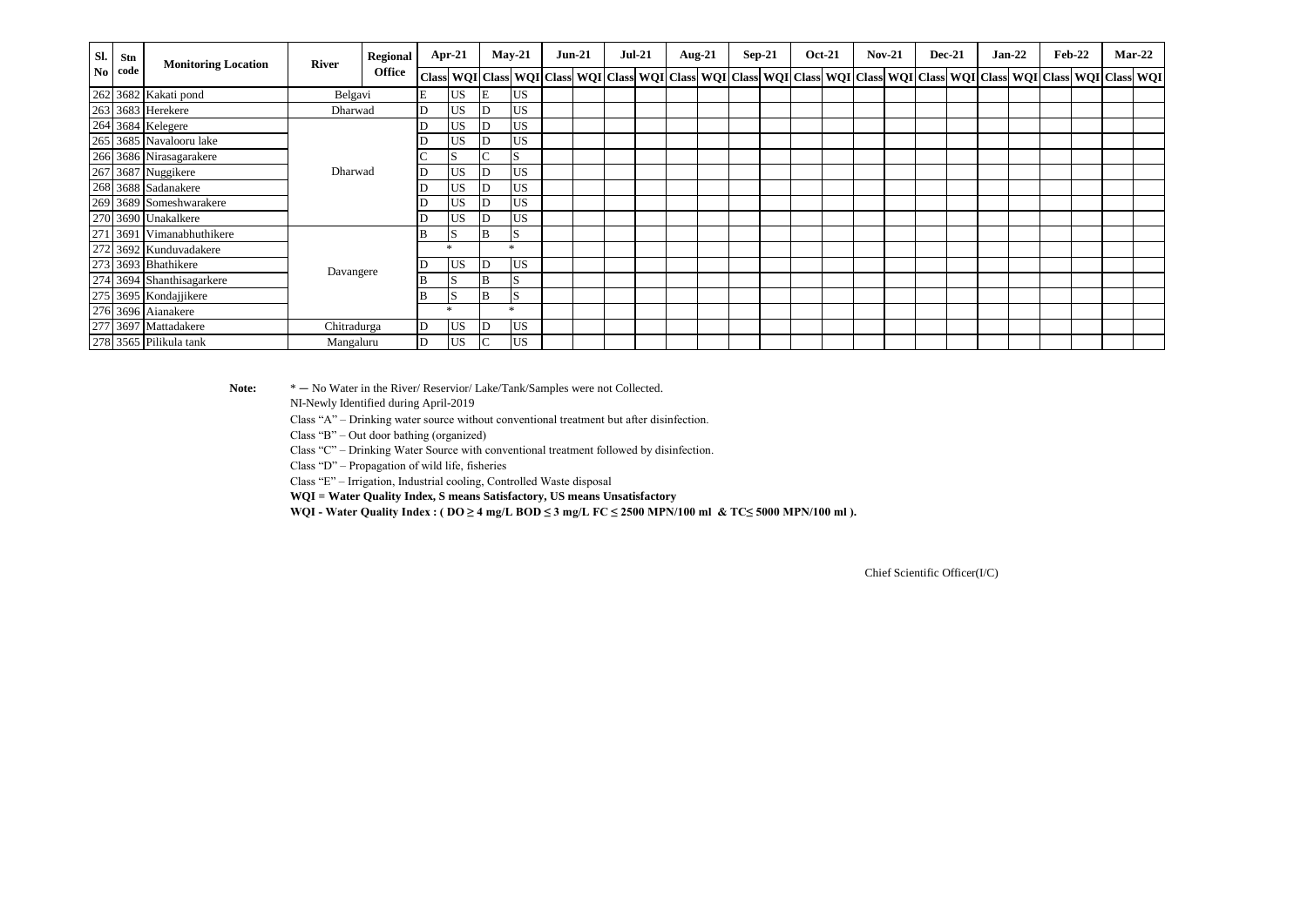| Sl. No | Stn code | Monitoring Location | River | Regional Office | Apr-21 | | May-21 | | Jun-21 | | Jul-21 | | Aug-21 | | Sep-21 | | Oct-21 | | Nov-21 | | Dec-21 | | Jan-22 | | Feb-22 | | Mar-22 | |
|---|---|---|---|---|---|---|---|---|---|---|---|---|---|---|---|---|---|---|---|---|---|---|---|---|---|---|---|---|
| | | | | | Class | WQI | Class | WQI | Class | WQI | Class | WQI | Class | WQI | Class | WQI | Class | WQI | Class | WQI | Class | WQI | Class | WQI | Class | WQI | Class | WQI |
| 262 | 3682 | Kakati pond | Belgavi | | E | US | E | US | | | | | | | | | | | | | | | | | | | | |
| 263 | 3683 | Herekere | Dharwad | | D | US | D | US | | | | | | | | | | | | | | | | | | | | |
| 264 | 3684 | Kelegere | Dharwad | | D | US | D | US | | | | | | | | | | | | | | | | | | | | |
| 265 | 3685 | Navalooru lake | | | D | US | D | US | | | | | | | | | | | | | | | | | | | | |
| 266 | 3686 | Nirasagarakere | | | C | S | C | S | | | | | | | | | | | | | | | | | | | | |
| 267 | 3687 | Nuggikere | | | D | US | D | US | | | | | | | | | | | | | | | | | | | | |
| 268 | 3688 | Sadanakere | | | D | US | D | US | | | | | | | | | | | | | | | | | | | | |
| 269 | 3689 | Someshwarakere | | | D | US | D | US | | | | | | | | | | | | | | | | | | | | |
| 270 | 3690 | Unakalkere | | | D | US | D | US | | | | | | | | | | | | | | | | | | | | |
| 271 | 3691 | Vimanabhuthikere | Davangere | | B | S | B | S | | | | | | | | | | | | | | | | | | | | |
| 272 | 3692 | Kunduvadakere | | | * | | * | | | | | | | | | | | | | | | | | | | | | |
| 273 | 3693 | Bhathikere | | | D | US | D | US | | | | | | | | | | | | | | | | | | | | |
| 274 | 3694 | Shanthisagarkere | | | B | S | B | S | | | | | | | | | | | | | | | | | | | | |
| 275 | 3695 | Kondajjikere | | | B | S | B | S | | | | | | | | | | | | | | | | | | | | |
| 276 | 3696 | Aianakere | | | * | | * | | | | | | | | | | | | | | | | | | | | | |
| 277 | 3697 | Mattadakere | Chitradurga | | D | US | D | US | | | | | | | | | | | | | | | | | | | | |
| 278 | 3565 | Pilikula tank | Mangaluru | | D | US | C | US | | | | | | | | | | | | | | | | | | | | |

**Note:** * – No Water in the River/ Reservior/ Lake/Tank/Samples were not Collected.

NI-Newly Identified during April-2019

Class "A" – Drinking water source without conventional treatment but after disinfection.

Class "B" – Out door bathing (organized)

Class "C" – Drinking Water Source with conventional treatment followed by disinfection.

Class "D" – Propagation of wild life, fisheries

Class "E" – Irrigation, Industrial cooling, Controlled Waste disposal

**WQI = Water Quality Index, S means Satisfactory, US means Unsatisfactory**

**WQI - Water Quality Index : ( DO ≥ 4 mg/L BOD ≤ 3 mg/L FC ≤ 2500 MPN/100 ml & TC≤ 5000 MPN/100 ml ).**

Chief Scientific Officer(I/C)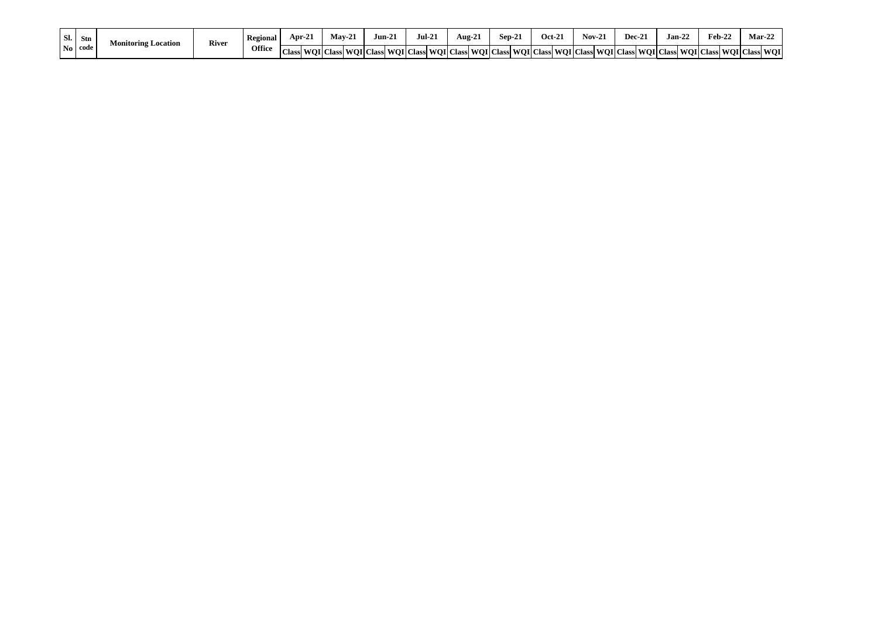| Sl. No | Stn code | Monitoring Location | River | Regional Office | Apr-21 | | May-21 | | Jun-21 | | Jul-21 | | Aug-21 | | Sep-21 | | Oct-21 | | Nov-21 | | Dec-21 | | Jan-22 | | Feb-22 | | Mar-22 | |
|---|---|---|---|---|---|---|---|---|---|---|---|---|---|---|---|---|---|---|---|---|---|---|---|---|---|---|---|---|
| | | | | | Class | WQI | Class | WQI | Class | WQI | Class | WQI | Class | WQI | Class | WQI | Class | WQI | Class | WQI | Class | WQI | Class | WQI | Class | WQI | Class | WQI |